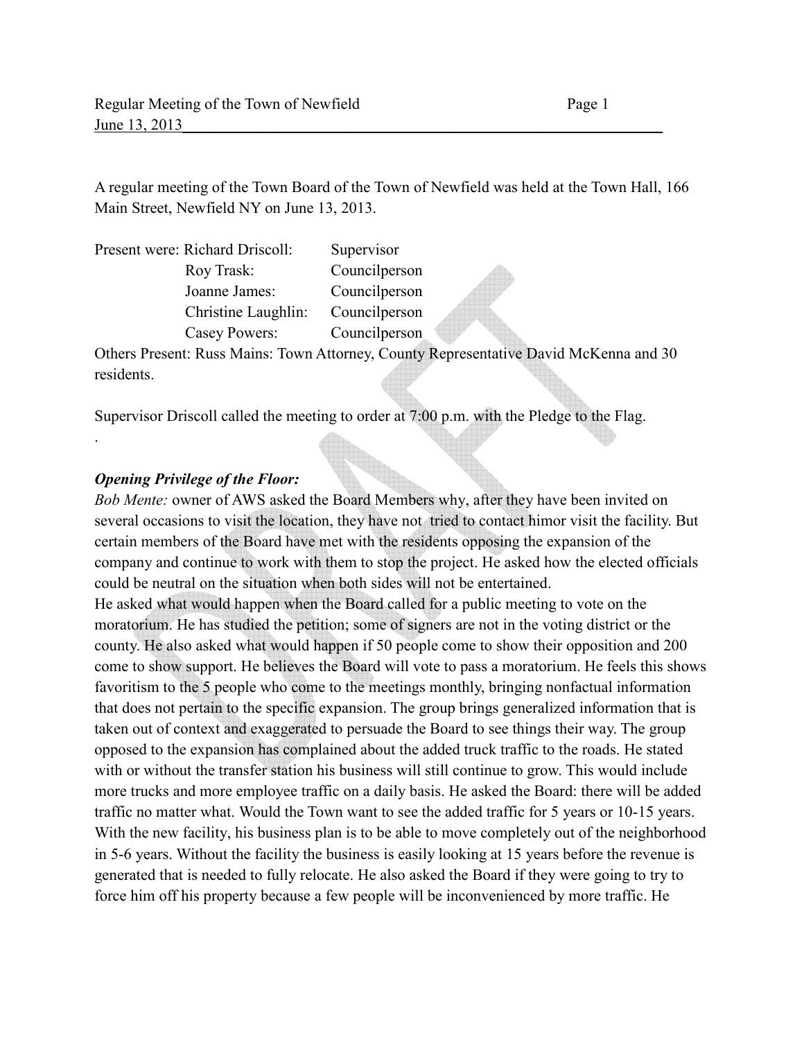A regular meeting of the Town Board of the Town of Newfield was held at the Town Hall, 166 Main Street, Newfield NY on June 13, 2013.

| Present were: | | |
|---|---|---|
| | Richard Driscoll: | Supervisor |
| | Roy Trask: | Councilperson |
| | Joanne James: | Councilperson |
| | Christine Laughlin: | Councilperson |
| | Casey Powers: | Councilperson |

Others Present: Russ Mains: Town Attorney, County Representative David McKenna and 30 residents.

Supervisor Driscoll called the meeting to order at 7:00 p.m. with the Pledge to the Flag.

.

***Opening Privilege of the Floor:***

*Bob Mente:* owner of AWS asked the Board Members why, after they have been invited on several occasions to visit the location, they have not tried to contact himor visit the facility. But certain members of the Board have met with the residents opposing the expansion of the company and continue to work with them to stop the project. He asked how the elected officials could be neutral on the situation when both sides will not be entertained.

He asked what would happen when the Board called for a public meeting to vote on the moratorium. He has studied the petition; some of signers are not in the voting district or the county. He also asked what would happen if 50 people come to show their opposition and 200 come to show support. He believes the Board will vote to pass a moratorium. He feels this shows favoritism to the 5 people who come to the meetings monthly, bringing nonfactual information that does not pertain to the specific expansion. The group brings generalized information that is taken out of context and exaggerated to persuade the Board to see things their way. The group opposed to the expansion has complained about the added truck traffic to the roads. He stated with or without the transfer station his business will still continue to grow. This would include more trucks and more employee traffic on a daily basis. He asked the Board: there will be added traffic no matter what. Would the Town want to see the added traffic for 5 years or 10-15 years. With the new facility, his business plan is to be able to move completely out of the neighborhood in 5-6 years. Without the facility the business is easily looking at 15 years before the revenue is generated that is needed to fully relocate. He also asked the Board if they were going to try to force him off his property because a few people will be inconvenienced by more traffic. He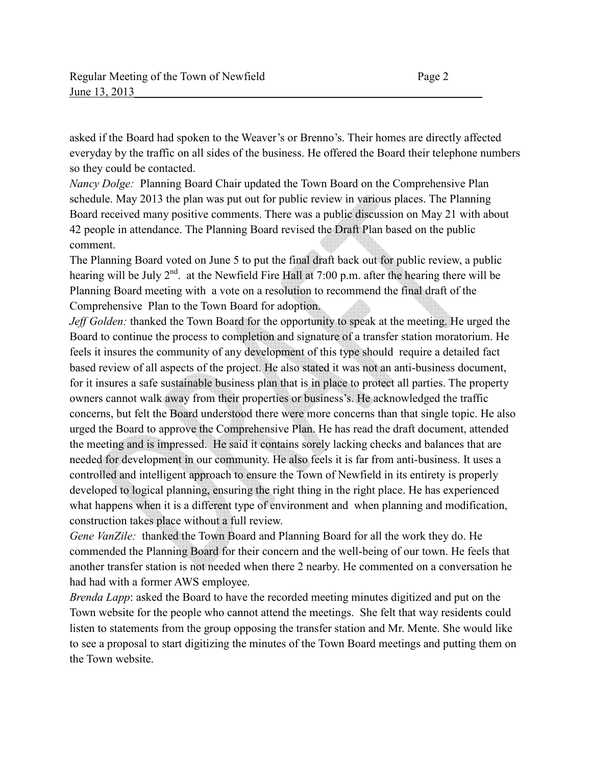asked if the Board had spoken to the Weaver's or Brenno's. Their homes are directly affected everyday by the traffic on all sides of the business. He offered the Board their telephone numbers so they could be contacted.

*Nancy Dolge:* Planning Board Chair updated the Town Board on the Comprehensive Plan schedule. May 2013 the plan was put out for public review in various places. The Planning Board received many positive comments. There was a public discussion on May 21 with about 42 people in attendance. The Planning Board revised the Draft Plan based on the public comment.

The Planning Board voted on June 5 to put the final draft back out for public review, a public hearing will be July 2nd. at the Newfield Fire Hall at 7:00 p.m. after the hearing there will be Planning Board meeting with a vote on a resolution to recommend the final draft of the Comprehensive Plan to the Town Board for adoption.

*Jeff Golden:* thanked the Town Board for the opportunity to speak at the meeting. He urged the Board to continue the process to completion and signature of a transfer station moratorium. He feels it insures the community of any development of this type should require a detailed fact based review of all aspects of the project. He also stated it was not an anti-business document, for it insures a safe sustainable business plan that is in place to protect all parties. The property owners cannot walk away from their properties or business's. He acknowledged the traffic concerns, but felt the Board understood there were more concerns than that single topic. He also urged the Board to approve the Comprehensive Plan. He has read the draft document, attended the meeting and is impressed. He said it contains sorely lacking checks and balances that are needed for development in our community. He also feels it is far from anti-business. It uses a controlled and intelligent approach to ensure the Town of Newfield in its entirety is properly developed to logical planning, ensuring the right thing in the right place. He has experienced what happens when it is a different type of environment and when planning and modification, construction takes place without a full review.

*Gene VanZile:* thanked the Town Board and Planning Board for all the work they do. He commended the Planning Board for their concern and the well-being of our town. He feels that another transfer station is not needed when there 2 nearby. He commented on a conversation he had had with a former AWS employee.

*Brenda Lapp*: asked the Board to have the recorded meeting minutes digitized and put on the Town website for the people who cannot attend the meetings. She felt that way residents could listen to statements from the group opposing the transfer station and Mr. Mente. She would like to see a proposal to start digitizing the minutes of the Town Board meetings and putting them on the Town website.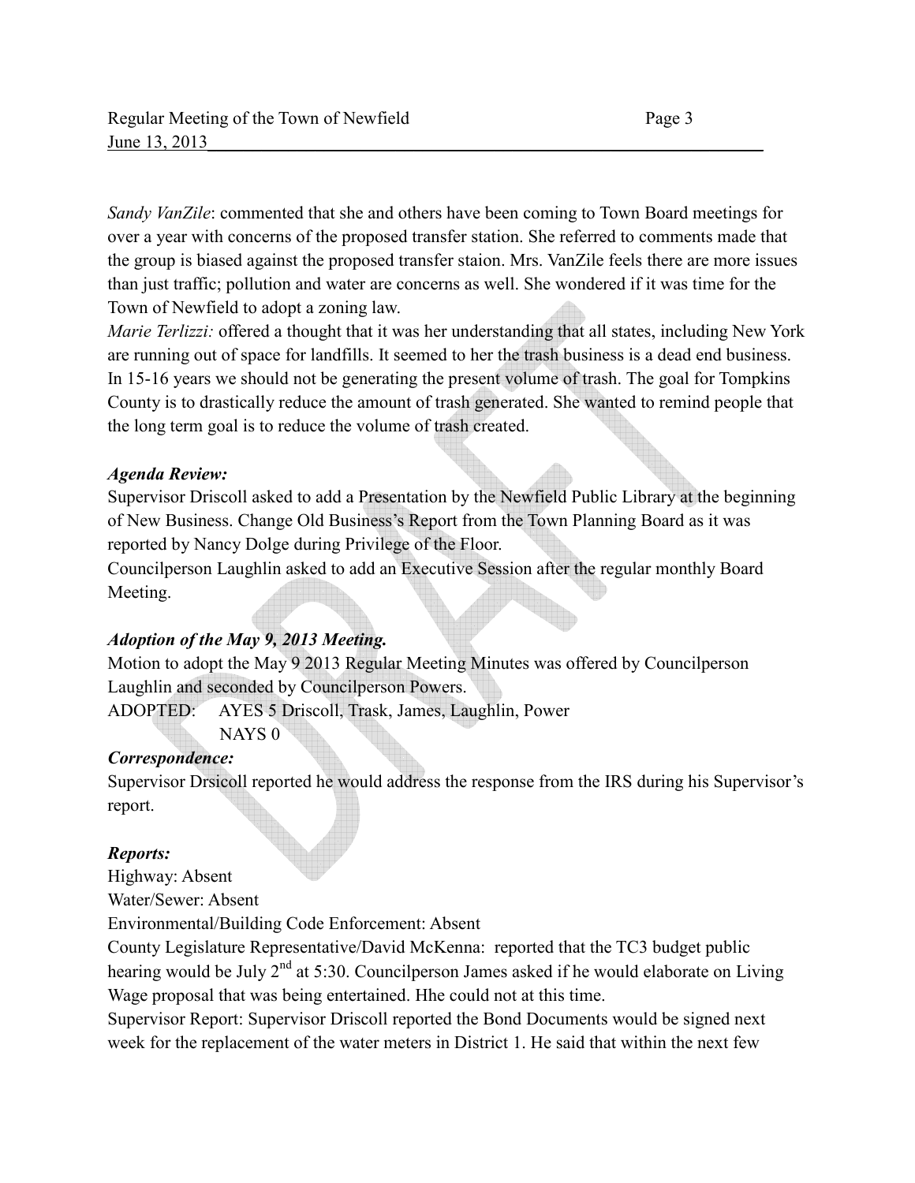*Sandy VanZile*: commented that she and others have been coming to Town Board meetings for over a year with concerns of the proposed transfer station. She referred to comments made that the group is biased against the proposed transfer staion. Mrs. VanZile feels there are more issues than just traffic; pollution and water are concerns as well. She wondered if it was time for the Town of Newfield to adopt a zoning law.

*Marie Terlizzi:* offered a thought that it was her understanding that all states, including New York are running out of space for landfills. It seemed to her the trash business is a dead end business. In 15-16 years we should not be generating the present volume of trash. The goal for Tompkins County is to drastically reduce the amount of trash generated. She wanted to remind people that the long term goal is to reduce the volume of trash created.

***Agenda Review:***

Supervisor Driscoll asked to add a Presentation by the Newfield Public Library at the beginning of New Business. Change Old Business's Report from the Town Planning Board as it was reported by Nancy Dolge during Privilege of the Floor.

Councilperson Laughlin asked to add an Executive Session after the regular monthly Board Meeting.

***Adoption of the May 9, 2013 Meeting.***

Motion to adopt the May 9 2013 Regular Meeting Minutes was offered by Councilperson Laughlin and seconded by Councilperson Powers.

ADOPTED: AYES 5 Driscoll, Trask, James, Laughlin, Power
NAYS 0

***Correspondence:***

Supervisor Drsicoll reported he would address the response from the IRS during his Supervisor's report.

***Reports:***

Highway: Absent

Water/Sewer: Absent

Environmental/Building Code Enforcement: Absent

County Legislature Representative/David McKenna: reported that the TC3 budget public hearing would be July 2nd at 5:30. Councilperson James asked if he would elaborate on Living Wage proposal that was being entertained. Hhe could not at this time.

Supervisor Report: Supervisor Driscoll reported the Bond Documents would be signed next week for the replacement of the water meters in District 1. He said that within the next few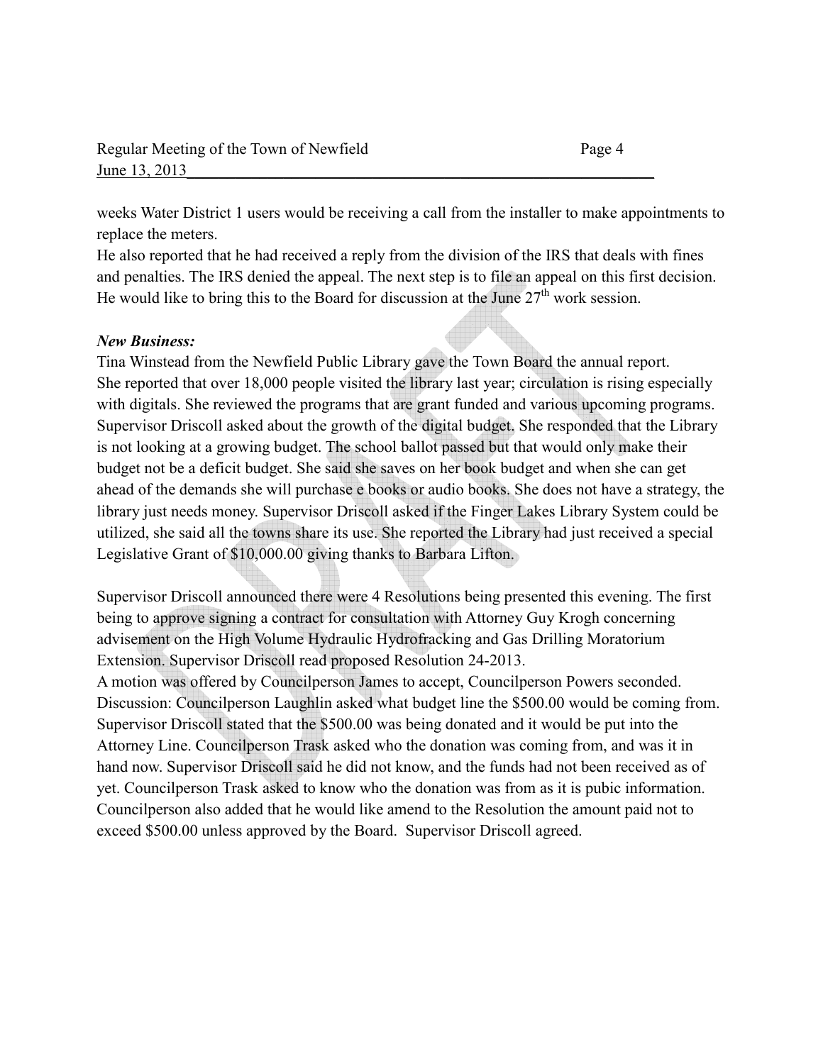weeks Water District 1 users would be receiving a call from the installer to make appointments to replace the meters.
He also reported that he had received a reply from the division of the IRS that deals with fines and penalties. The IRS denied the appeal. The next step is to file an appeal on this first decision. He would like to bring this to the Board for discussion at the June 27th work session.

***New Business:***
Tina Winstead from the Newfield Public Library gave the Town Board the annual report.
She reported that over 18,000 people visited the library last year; circulation is rising especially with digitals. She reviewed the programs that are grant funded and various upcoming programs. Supervisor Driscoll asked about the growth of the digital budget. She responded that the Library is not looking at a growing budget. The school ballot passed but that would only make their budget not be a deficit budget. She said she saves on her book budget and when she can get ahead of the demands she will purchase e books or audio books. She does not have a strategy, the library just needs money. Supervisor Driscoll asked if the Finger Lakes Library System could be utilized, she said all the towns share its use. She reported the Library had just received a special Legislative Grant of $10,000.00 giving thanks to Barbara Lifton.

Supervisor Driscoll announced there were 4 Resolutions being presented this evening. The first being to approve signing a contract for consultation with Attorney Guy Krogh concerning advisement on the High Volume Hydraulic Hydrofracking and Gas Drilling Moratorium Extension. Supervisor Driscoll read proposed Resolution 24-2013.
A motion was offered by Councilperson James to accept, Councilperson Powers seconded. Discussion: Councilperson Laughlin asked what budget line the $500.00 would be coming from. Supervisor Driscoll stated that the $500.00 was being donated and it would be put into the Attorney Line. Councilperson Trask asked who the donation was coming from, and was it in hand now. Supervisor Driscoll said he did not know, and the funds had not been received as of yet. Councilperson Trask asked to know who the donation was from as it is pubic information. Councilperson also added that he would like amend to the Resolution the amount paid not to exceed $500.00 unless approved by the Board. Supervisor Driscoll agreed.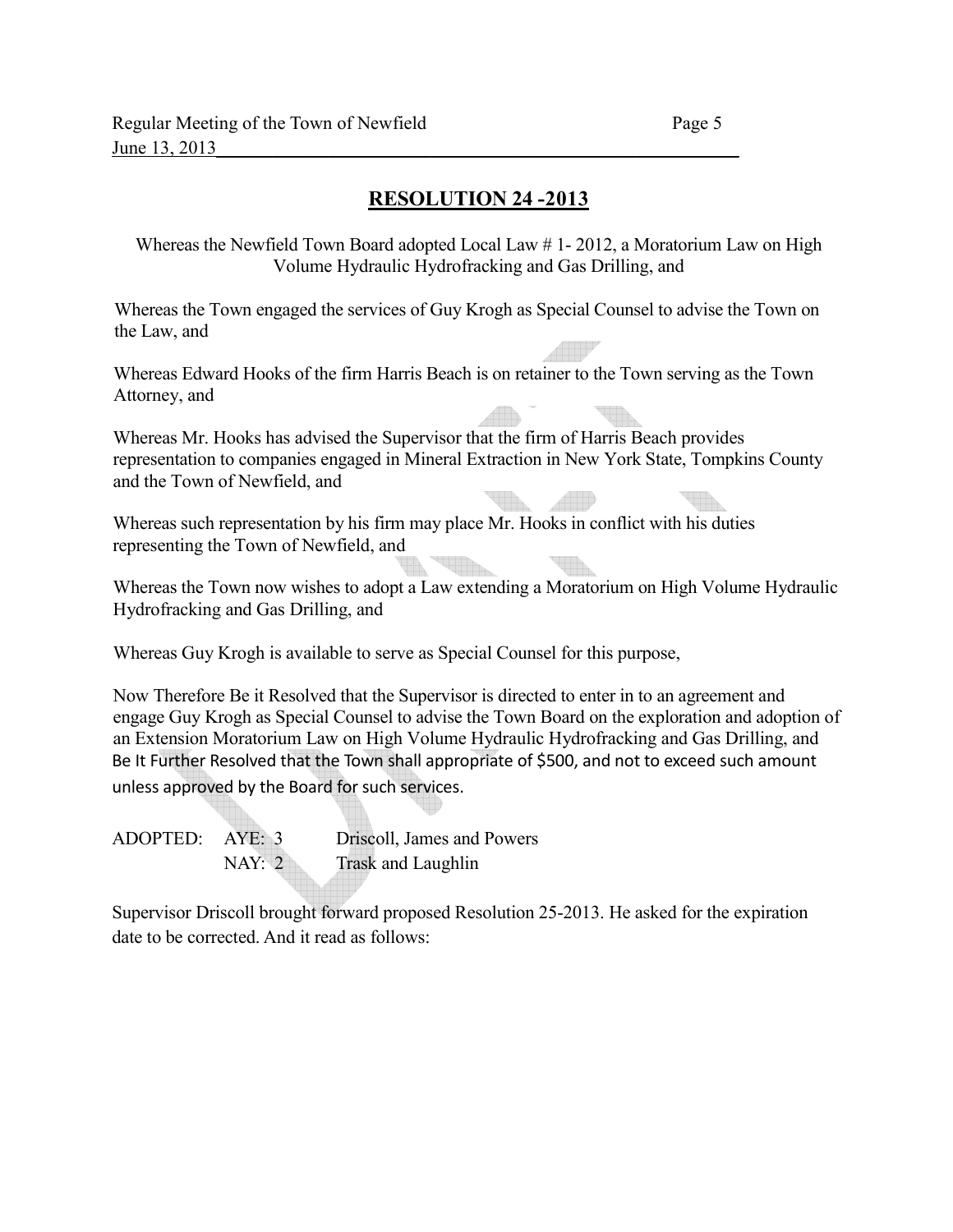## RESOLUTION 24 -2013

Whereas the Newfield Town Board adopted Local Law # 1- 2012, a Moratorium Law on High Volume Hydraulic Hydrofracking and Gas Drilling, and

Whereas the Town engaged the services of Guy Krogh as Special Counsel to advise the Town on the Law, and

Whereas Edward Hooks of the firm Harris Beach is on retainer to the Town serving as the Town Attorney, and

Whereas Mr. Hooks has advised the Supervisor that the firm of Harris Beach provides representation to companies engaged in Mineral Extraction in New York State, Tompkins County and the Town of Newfield, and

Whereas such representation by his firm may place Mr. Hooks in conflict with his duties representing the Town of Newfield, and

Whereas the Town now wishes to adopt a Law extending a Moratorium on High Volume Hydraulic Hydrofracking and Gas Drilling, and

Whereas Guy Krogh is available to serve as Special Counsel for this purpose,

Now Therefore Be it Resolved that the Supervisor is directed to enter in to an agreement and engage Guy Krogh as Special Counsel to advise the Town Board on the exploration and adoption of an Extension Moratorium Law on High Volume Hydraulic Hydrofracking and Gas Drilling, and Be It Further Resolved that the Town shall appropriate of $500, and not to exceed such amount unless approved by the Board for such services.

ADOPTED: AYE: 3 Driscoll, James and Powers
NAY: 2 Trask and Laughlin

Supervisor Driscoll brought forward proposed Resolution 25-2013. He asked for the expiration date to be corrected. And it read as follows: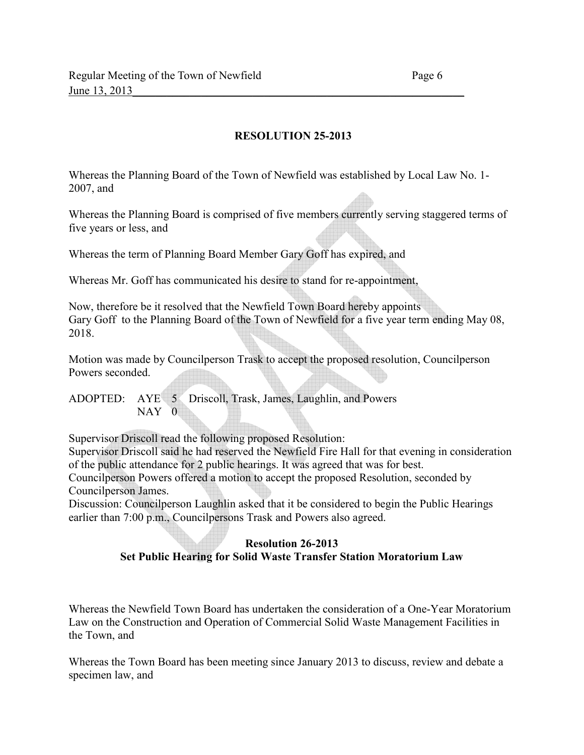## RESOLUTION 25-2013

Whereas the Planning Board of the Town of Newfield was established by Local Law No. 1-2007, and

Whereas the Planning Board is comprised of five members currently serving staggered terms of five years or less, and

Whereas the term of Planning Board Member Gary Goff has expired, and

Whereas Mr. Goff has communicated his desire to stand for re-appointment,

Now, therefore be it resolved that the Newfield Town Board hereby appoints Gary Goff to the Planning Board of the Town of Newfield for a five year term ending May 08, 2018.

Motion was made by Councilperson Trask to accept the proposed resolution, Councilperson Powers seconded.

ADOPTED: AYE 5 Driscoll, Trask, James, Laughlin, and Powers
NAY 0

Supervisor Driscoll read the following proposed Resolution:
Supervisor Driscoll said he had reserved the Newfield Fire Hall for that evening in consideration of the public attendance for 2 public hearings. It was agreed that was for best.
Councilperson Powers offered a motion to accept the proposed Resolution, seconded by Councilperson James.
Discussion: Councilperson Laughlin asked that it be considered to begin the Public Hearings earlier than 7:00 p.m., Councilpersons Trask and Powers also agreed.

### Resolution 26-2013
### Set Public Hearing for Solid Waste Transfer Station Moratorium Law

Whereas the Newfield Town Board has undertaken the consideration of a One-Year Moratorium Law on the Construction and Operation of Commercial Solid Waste Management Facilities in the Town, and

Whereas the Town Board has been meeting since January 2013 to discuss, review and debate a specimen law, and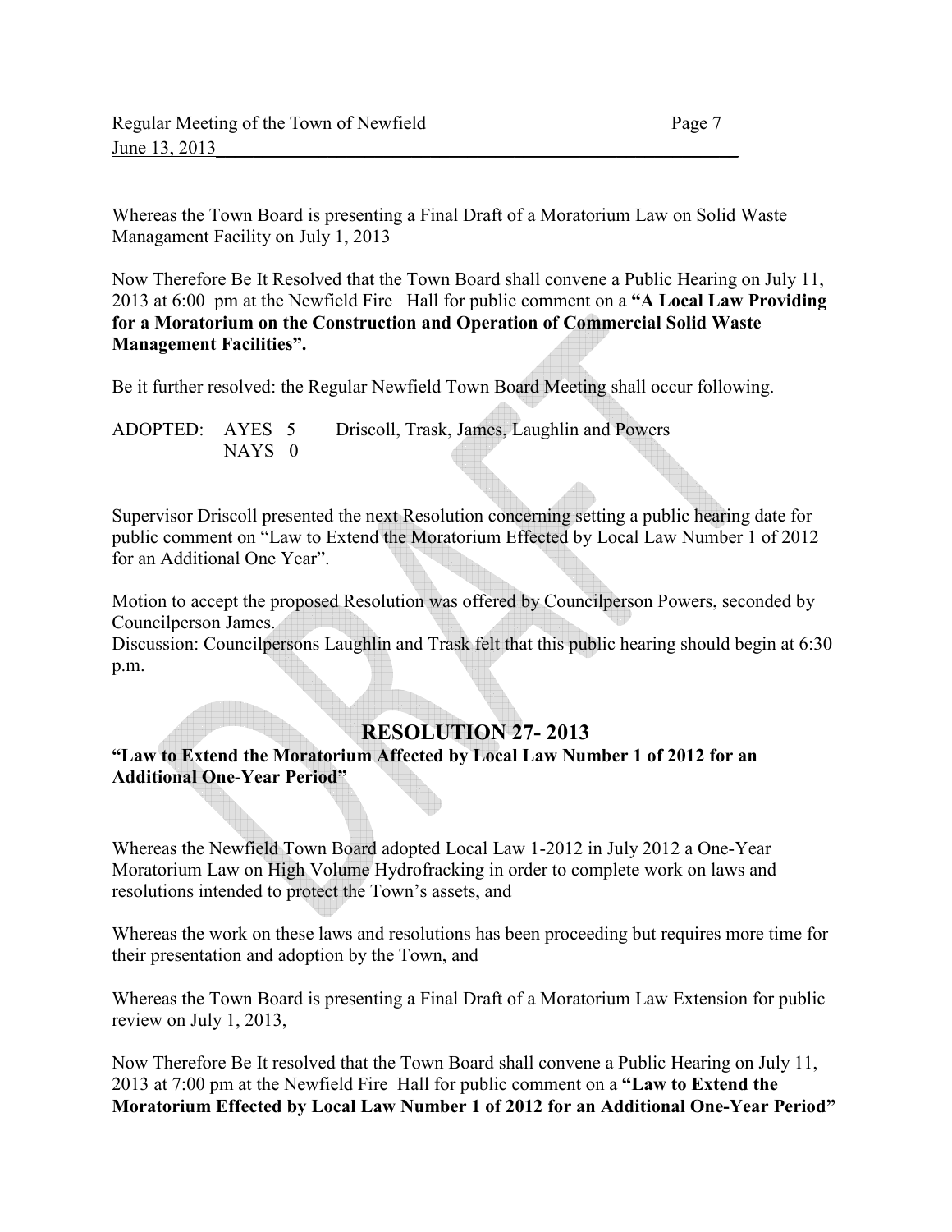Whereas the Town Board is presenting a Final Draft of a Moratorium Law on Solid Waste Managament Facility on July 1, 2013

Now Therefore Be It Resolved that the Town Board shall convene a Public Hearing on July 11, 2013 at 6:00 pm at the Newfield Fire Hall for public comment on a **"A Local Law Providing for a Moratorium on the Construction and Operation of Commercial Solid Waste Management Facilities".**

Be it further resolved: the Regular Newfield Town Board Meeting shall occur following.

ADOPTED: AYES 5 Driscoll, Trask, James, Laughlin and Powers
NAYS 0

Supervisor Driscoll presented the next Resolution concerning setting a public hearing date for public comment on "Law to Extend the Moratorium Effected by Local Law Number 1 of 2012 for an Additional One Year".

Motion to accept the proposed Resolution was offered by Councilperson Powers, seconded by Councilperson James.
Discussion: Councilpersons Laughlin and Trask felt that this public hearing should begin at 6:30 p.m.

## RESOLUTION 27- 2013

**"Law to Extend the Moratorium Affected by Local Law Number 1 of 2012 for an Additional One-Year Period"**

Whereas the Newfield Town Board adopted Local Law 1-2012 in July 2012 a One-Year Moratorium Law on High Volume Hydrofracking in order to complete work on laws and resolutions intended to protect the Town's assets, and

Whereas the work on these laws and resolutions has been proceeding but requires more time for their presentation and adoption by the Town, and

Whereas the Town Board is presenting a Final Draft of a Moratorium Law Extension for public review on July 1, 2013,

Now Therefore Be It resolved that the Town Board shall convene a Public Hearing on July 11, 2013 at 7:00 pm at the Newfield Fire Hall for public comment on a **"Law to Extend the Moratorium Effected by Local Law Number 1 of 2012 for an Additional One-Year Period"**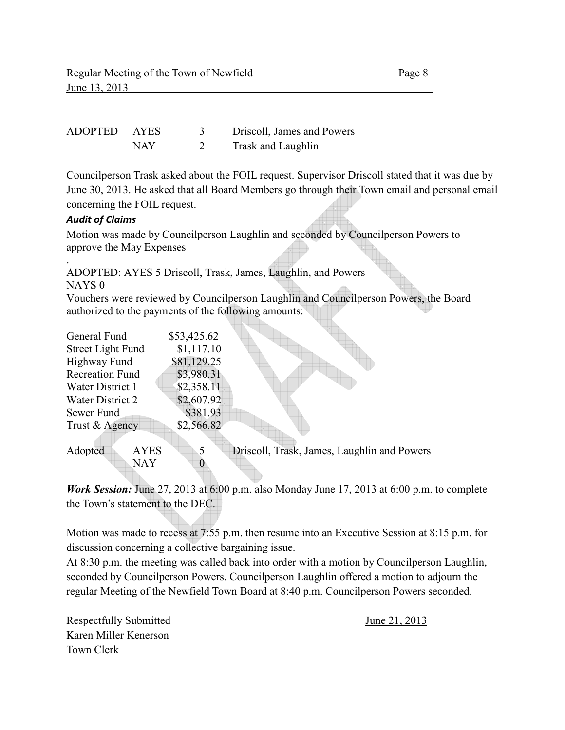| ADOPTED | AYES | 3 | Driscoll, James and Powers |
|---|---|---|---|
| | NAY | 2 | Trask and Laughlin |

Councilperson Trask asked about the FOIL request. Supervisor Driscoll stated that it was due by June 30, 2013. He asked that all Board Members go through their Town email and personal email concerning the FOIL request.

***Audit of Claims***

Motion was made by Councilperson Laughlin and seconded by Councilperson Powers to approve the May Expenses

.

ADOPTED: AYES 5 Driscoll, Trask, James, Laughlin, and Powers
NAYS 0

Vouchers were reviewed by Councilperson Laughlin and Councilperson Powers, the Board authorized to the payments of the following amounts:

| Fund | Amount |
|---|---|
| General Fund | $53,425.62 |
| Street Light Fund | $1,117.10 |
| Highway Fund | $81,129.25 |
| Recreation Fund | $3,980.31 |
| Water District 1 | $2,358.11 |
| Water District 2 | $2,607.92 |
| Sewer Fund | $381.93 |
| Trust & Agency | $2,566.82 |

| Adopted | AYES | 5 | Driscoll, Trask, James, Laughlin and Powers |
|---|---|---|---|
| | NAY | 0 | |

***Work Session:*** June 27, 2013 at 6:00 p.m. also Monday June 17, 2013 at 6:00 p.m. to complete the Town's statement to the DEC.

Motion was made to recess at 7:55 p.m. then resume into an Executive Session at 8:15 p.m. for discussion concerning a collective bargaining issue.

At 8:30 p.m. the meeting was called back into order with a motion by Councilperson Laughlin, seconded by Councilperson Powers. Councilperson Laughlin offered a motion to adjourn the regular Meeting of the Newfield Town Board at 8:40 p.m. Councilperson Powers seconded.

Respectfully Submitted
Karen Miller Kenerson
Town Clerk

June 21, 2013